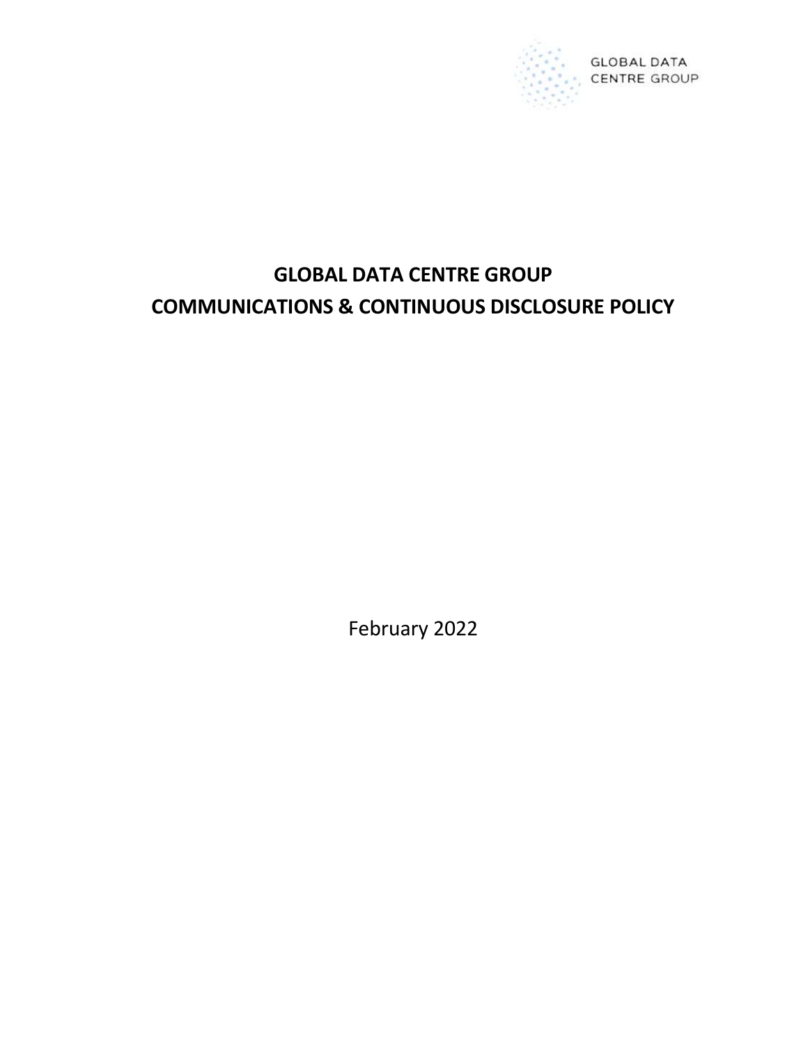GLOBAL DATA CENTRE GROUP

# GLOBAL DATA CENTRE GROUP
# COMMUNICATIONS & CONTINUOUS DISCLOSURE POLICY

February 2022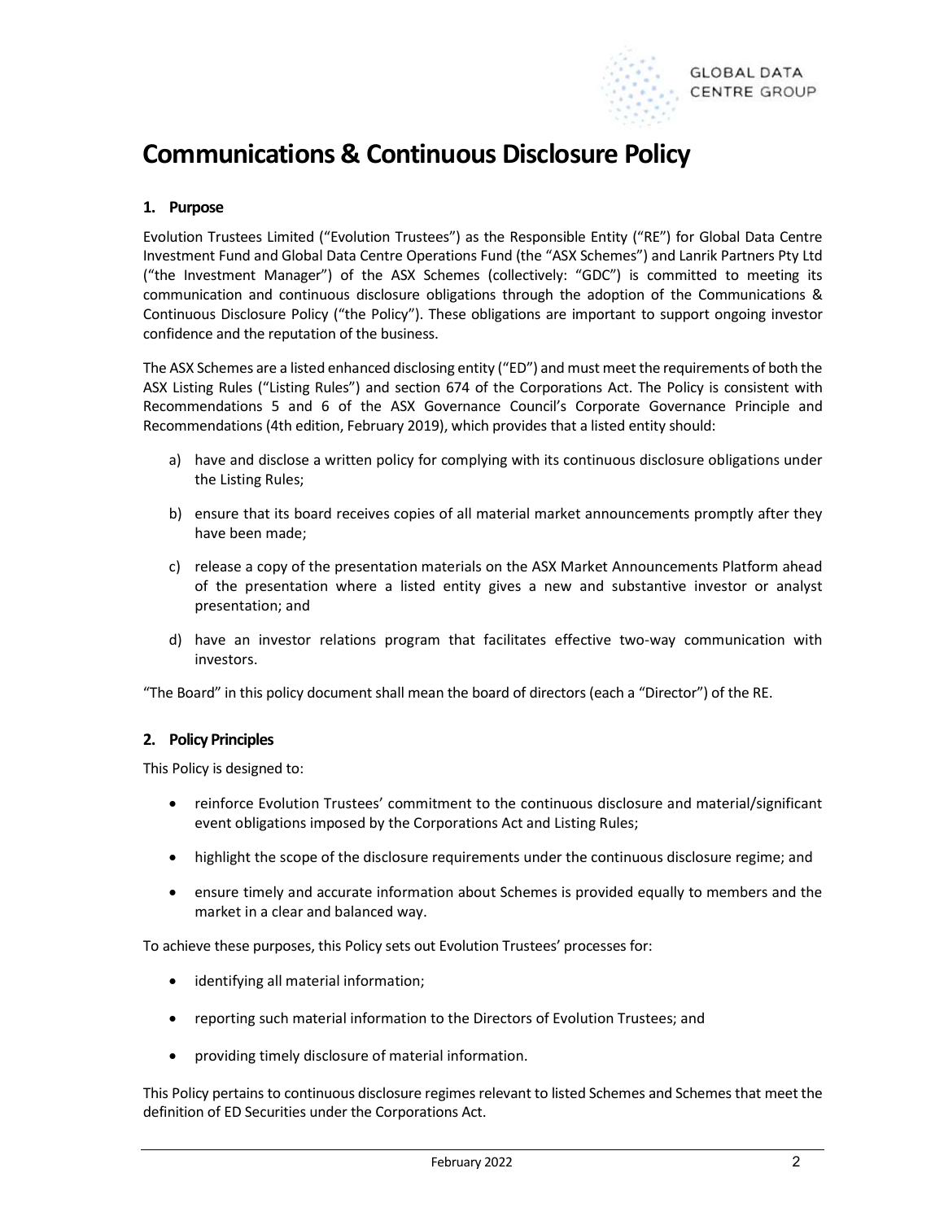# Communications & Continuous Disclosure Policy

## 1. Purpose

Evolution Trustees Limited ("Evolution Trustees") as the Responsible Entity ("RE") for Global Data Centre Investment Fund and Global Data Centre Operations Fund (the "ASX Schemes") and Lanrik Partners Pty Ltd ("the Investment Manager") of the ASX Schemes (collectively: "GDC") is committed to meeting its communication and continuous disclosure obligations through the adoption of the Communications & Continuous Disclosure Policy ("the Policy"). These obligations are important to support ongoing investor confidence and the reputation of the business.

The ASX Schemes are a listed enhanced disclosing entity ("ED") and must meet the requirements of both the ASX Listing Rules ("Listing Rules") and section 674 of the Corporations Act. The Policy is consistent with Recommendations 5 and 6 of the ASX Governance Council's Corporate Governance Principle and Recommendations (4th edition, February 2019), which provides that a listed entity should:

a) have and disclose a written policy for complying with its continuous disclosure obligations under the Listing Rules;

b) ensure that its board receives copies of all material market announcements promptly after they have been made;

c) release a copy of the presentation materials on the ASX Market Announcements Platform ahead of the presentation where a listed entity gives a new and substantive investor or analyst presentation; and

d) have an investor relations program that facilitates effective two-way communication with investors.

"The Board" in this policy document shall mean the board of directors (each a "Director") of the RE.

## 2. Policy Principles

This Policy is designed to:

- reinforce Evolution Trustees' commitment to the continuous disclosure and material/significant event obligations imposed by the Corporations Act and Listing Rules;
- highlight the scope of the disclosure requirements under the continuous disclosure regime; and
- ensure timely and accurate information about Schemes is provided equally to members and the market in a clear and balanced way.

To achieve these purposes, this Policy sets out Evolution Trustees' processes for:

- identifying all material information;
- reporting such material information to the Directors of Evolution Trustees; and
- providing timely disclosure of material information.

This Policy pertains to continuous disclosure regimes relevant to listed Schemes and Schemes that meet the definition of ED Securities under the Corporations Act.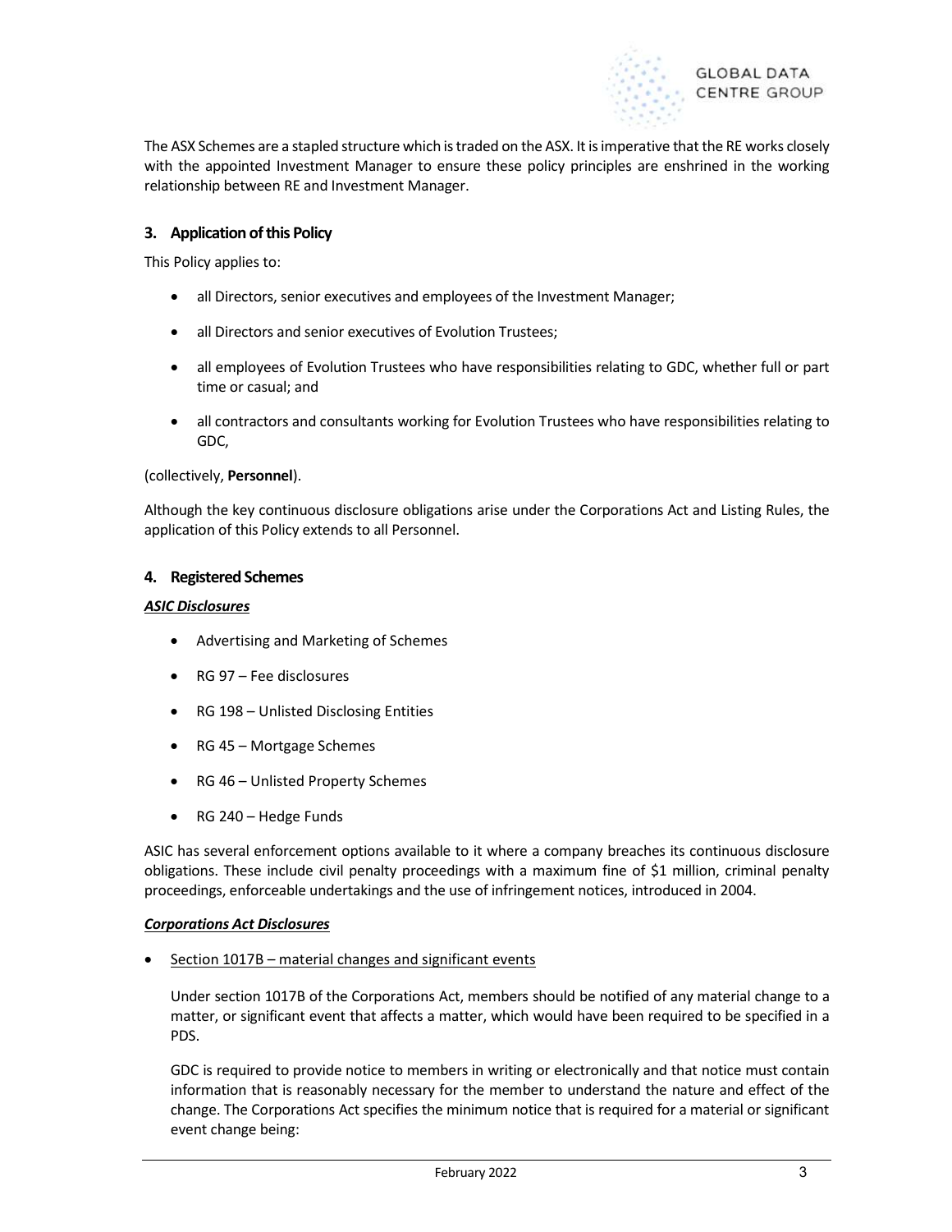The ASX Schemes are a stapled structure which is traded on the ASX. It is imperative that the RE works closely with the appointed Investment Manager to ensure these policy principles are enshrined in the working relationship between RE and Investment Manager.

## 3. Application of this Policy

This Policy applies to:

- all Directors, senior executives and employees of the Investment Manager;
- all Directors and senior executives of Evolution Trustees;
- all employees of Evolution Trustees who have responsibilities relating to GDC, whether full or part time or casual; and
- all contractors and consultants working for Evolution Trustees who have responsibilities relating to GDC,

(collectively, **Personnel**).

Although the key continuous disclosure obligations arise under the Corporations Act and Listing Rules, the application of this Policy extends to all Personnel.

## 4. Registered Schemes

***ASIC Disclosures***

- Advertising and Marketing of Schemes
- RG 97 – Fee disclosures
- RG 198 – Unlisted Disclosing Entities
- RG 45 – Mortgage Schemes
- RG 46 – Unlisted Property Schemes
- RG 240 – Hedge Funds

ASIC has several enforcement options available to it where a company breaches its continuous disclosure obligations. These include civil penalty proceedings with a maximum fine of $1 million, criminal penalty proceedings, enforceable undertakings and the use of infringement notices, introduced in 2004.

***Corporations Act Disclosures***

- Section 1017B – material changes and significant events

  Under section 1017B of the Corporations Act, members should be notified of any material change to a matter, or significant event that affects a matter, which would have been required to be specified in a PDS.

  GDC is required to provide notice to members in writing or electronically and that notice must contain information that is reasonably necessary for the member to understand the nature and effect of the change. The Corporations Act specifies the minimum notice that is required for a material or significant event change being: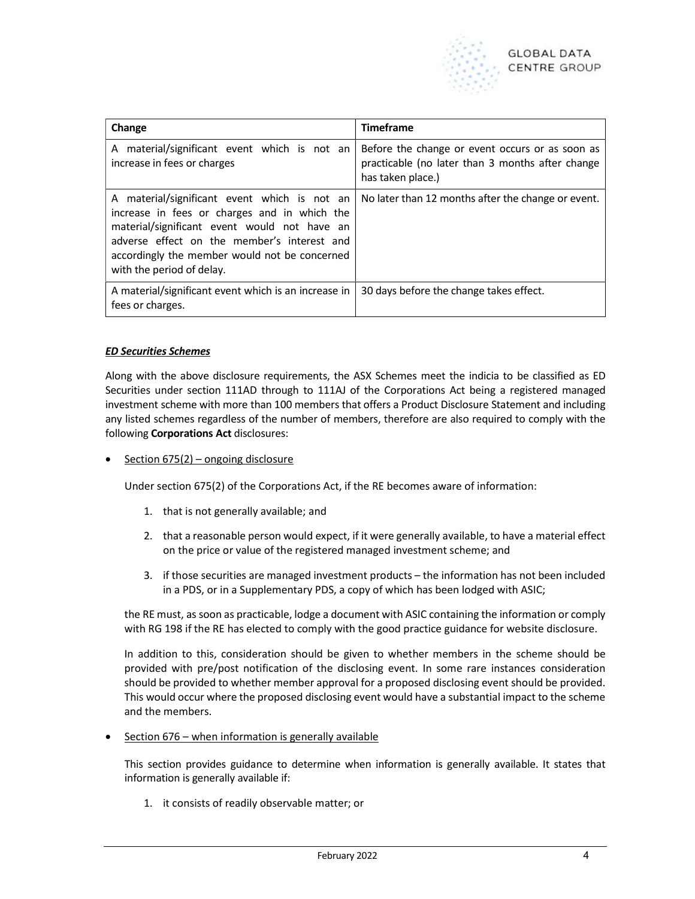| Change | Timeframe |
| --- | --- |
| A material/significant event which is not an increase in fees or charges | Before the change or event occurs or as soon as practicable (no later than 3 months after change has taken place.) |
| A material/significant event which is not an increase in fees or charges and in which the material/significant event would not have an adverse effect on the member's interest and accordingly the member would not be concerned with the period of delay. | No later than 12 months after the change or event. |
| A material/significant event which is an increase in fees or charges. | 30 days before the change takes effect. |

***ED Securities Schemes***

Along with the above disclosure requirements, the ASX Schemes meet the indicia to be classified as ED Securities under section 111AD through to 111AJ of the Corporations Act being a registered managed investment scheme with more than 100 members that offers a Product Disclosure Statement and including any listed schemes regardless of the number of members, therefore are also required to comply with the following **Corporations Act** disclosures:

- Section 675(2) – ongoing disclosure

  Under section 675(2) of the Corporations Act, if the RE becomes aware of information:

  1. that is not generally available; and
  2. that a reasonable person would expect, if it were generally available, to have a material effect on the price or value of the registered managed investment scheme; and
  3. if those securities are managed investment products – the information has not been included in a PDS, or in a Supplementary PDS, a copy of which has been lodged with ASIC;

  the RE must, as soon as practicable, lodge a document with ASIC containing the information or comply with RG 198 if the RE has elected to comply with the good practice guidance for website disclosure.

  In addition to this, consideration should be given to whether members in the scheme should be provided with pre/post notification of the disclosing event. In some rare instances consideration should be provided to whether member approval for a proposed disclosing event should be provided. This would occur where the proposed disclosing event would have a substantial impact to the scheme and the members.

- Section 676 – when information is generally available

  This section provides guidance to determine when information is generally available. It states that information is generally available if:

  1. it consists of readily observable matter; or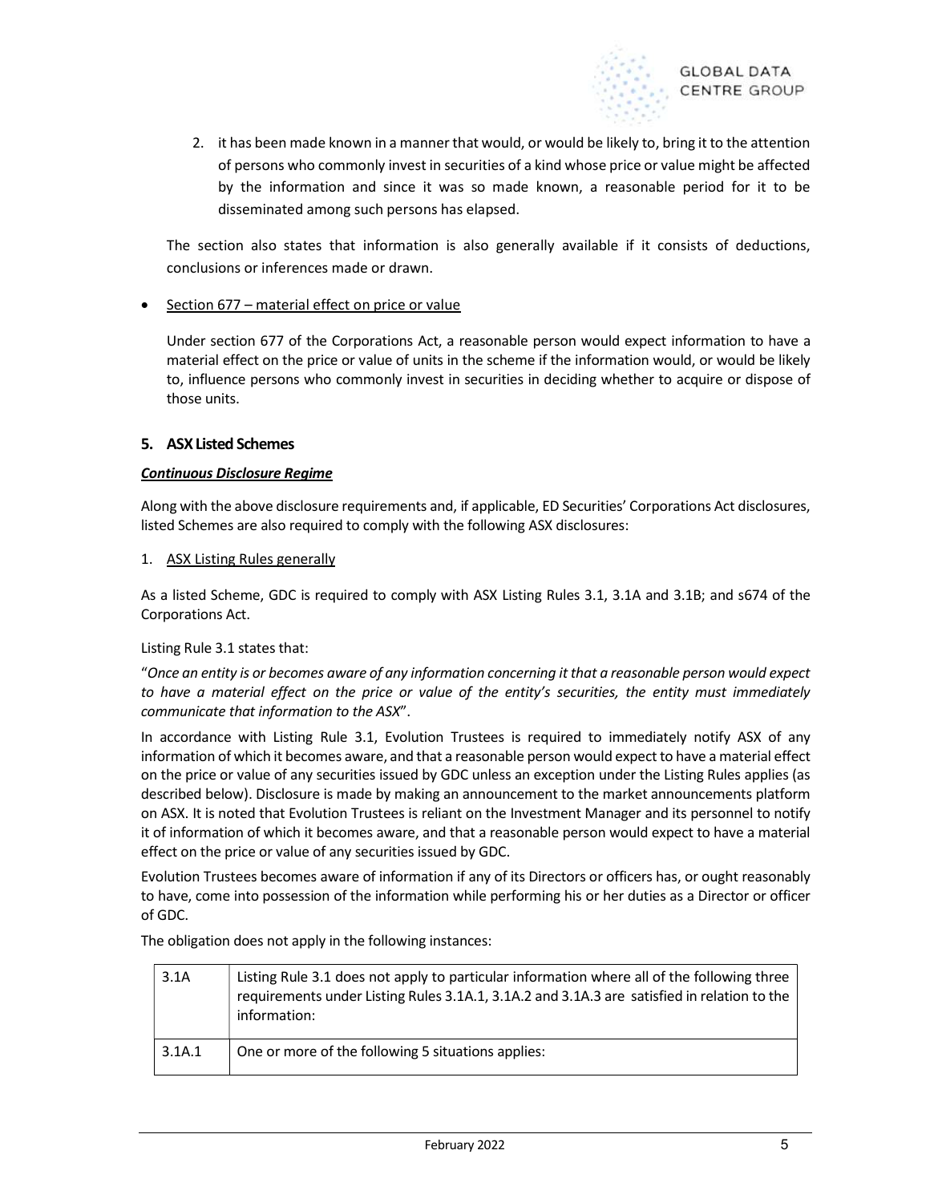2. it has been made known in a manner that would, or would be likely to, bring it to the attention of persons who commonly invest in securities of a kind whose price or value might be affected by the information and since it was so made known, a reasonable period for it to be disseminated among such persons has elapsed.

The section also states that information is also generally available if it consists of deductions, conclusions or inferences made or drawn.

- Section 677 – material effect on price or value

Under section 677 of the Corporations Act, a reasonable person would expect information to have a material effect on the price or value of units in the scheme if the information would, or would be likely to, influence persons who commonly invest in securities in deciding whether to acquire or dispose of those units.

### 5. ASX Listed Schemes

***Continuous Disclosure Regime***

Along with the above disclosure requirements and, if applicable, ED Securities' Corporations Act disclosures, listed Schemes are also required to comply with the following ASX disclosures:

1. ASX Listing Rules generally

As a listed Scheme, GDC is required to comply with ASX Listing Rules 3.1, 3.1A and 3.1B; and s674 of the Corporations Act.

Listing Rule 3.1 states that:

"*Once an entity is or becomes aware of any information concerning it that a reasonable person would expect to have a material effect on the price or value of the entity's securities, the entity must immediately communicate that information to the ASX*".

In accordance with Listing Rule 3.1, Evolution Trustees is required to immediately notify ASX of any information of which it becomes aware, and that a reasonable person would expect to have a material effect on the price or value of any securities issued by GDC unless an exception under the Listing Rules applies (as described below). Disclosure is made by making an announcement to the market announcements platform on ASX. It is noted that Evolution Trustees is reliant on the Investment Manager and its personnel to notify it of information of which it becomes aware, and that a reasonable person would expect to have a material effect on the price or value of any securities issued by GDC.

Evolution Trustees becomes aware of information if any of its Directors or officers has, or ought reasonably to have, come into possession of the information while performing his or her duties as a Director or officer of GDC.

The obligation does not apply in the following instances:

| | |
|---|---|
| 3.1A | Listing Rule 3.1 does not apply to particular information where all of the following three requirements under Listing Rules 3.1A.1, 3.1A.2 and 3.1A.3 are satisfied in relation to the information: |
| 3.1A.1 | One or more of the following 5 situations applies: |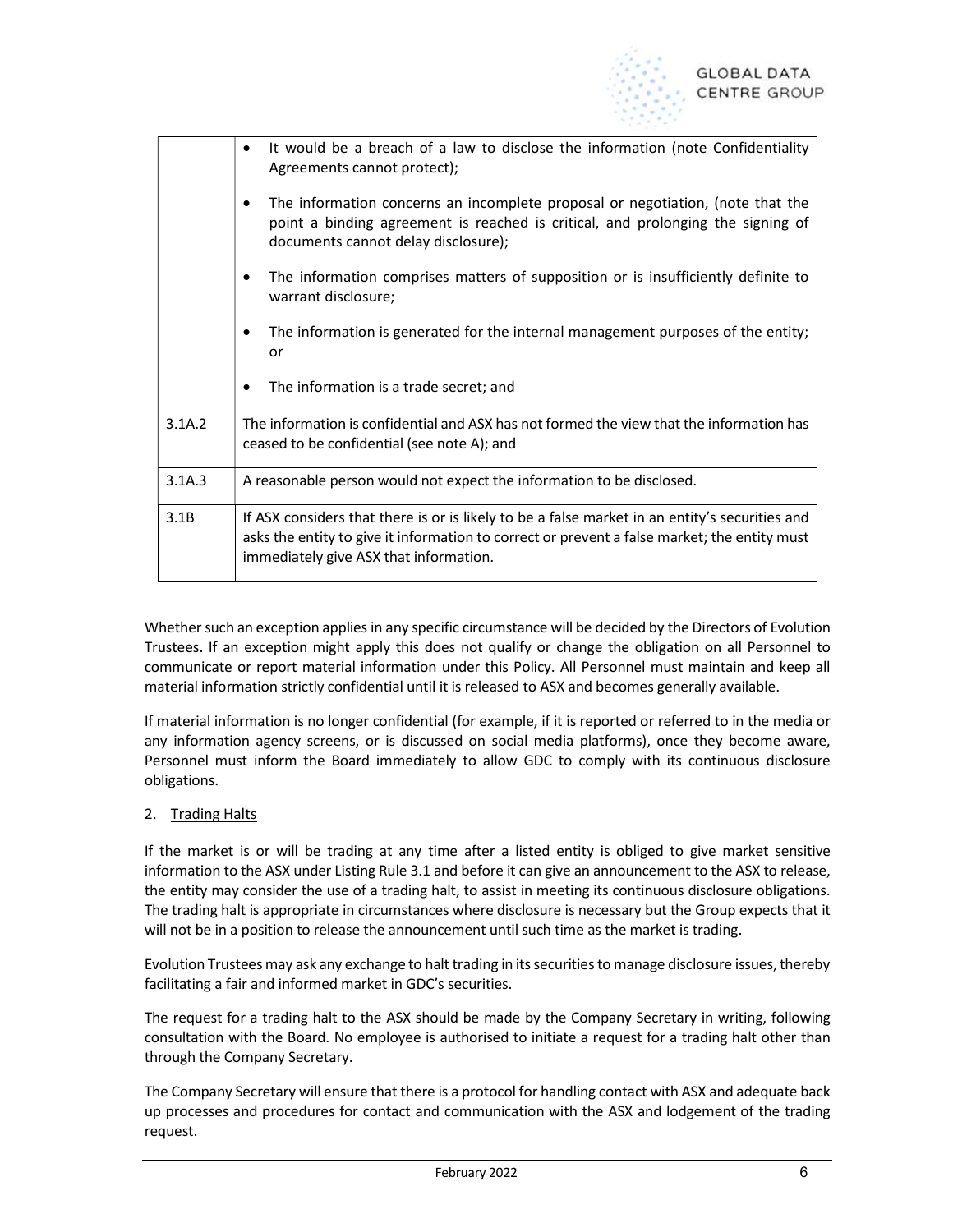| | |
|---|---|
| | • It would be a breach of a law to disclose the information (note Confidentiality Agreements cannot protect);<br>• The information concerns an incomplete proposal or negotiation, (note that the point a binding agreement is reached is critical, and prolonging the signing of documents cannot delay disclosure);<br>• The information comprises matters of supposition or is insufficiently definite to warrant disclosure;<br>• The information is generated for the internal management purposes of the entity; or<br>• The information is a trade secret; and |
| 3.1A.2 | The information is confidential and ASX has not formed the view that the information has ceased to be confidential (see note A); and |
| 3.1A.3 | A reasonable person would not expect the information to be disclosed. |
| 3.1B | If ASX considers that there is or is likely to be a false market in an entity's securities and asks the entity to give it information to correct or prevent a false market; the entity must immediately give ASX that information. |

Whether such an exception applies in any specific circumstance will be decided by the Directors of Evolution Trustees. If an exception might apply this does not qualify or change the obligation on all Personnel to communicate or report material information under this Policy. All Personnel must maintain and keep all material information strictly confidential until it is released to ASX and becomes generally available.

If material information is no longer confidential (for example, if it is reported or referred to in the media or any information agency screens, or is discussed on social media platforms), once they become aware, Personnel must inform the Board immediately to allow GDC to comply with its continuous disclosure obligations.

2. Trading Halts

If the market is or will be trading at any time after a listed entity is obliged to give market sensitive information to the ASX under Listing Rule 3.1 and before it can give an announcement to the ASX to release, the entity may consider the use of a trading halt, to assist in meeting its continuous disclosure obligations. The trading halt is appropriate in circumstances where disclosure is necessary but the Group expects that it will not be in a position to release the announcement until such time as the market is trading.

Evolution Trustees may ask any exchange to halt trading in its securities to manage disclosure issues, thereby facilitating a fair and informed market in GDC's securities.

The request for a trading halt to the ASX should be made by the Company Secretary in writing, following consultation with the Board. No employee is authorised to initiate a request for a trading halt other than through the Company Secretary.

The Company Secretary will ensure that there is a protocol for handling contact with ASX and adequate back up processes and procedures for contact and communication with the ASX and lodgement of the trading request.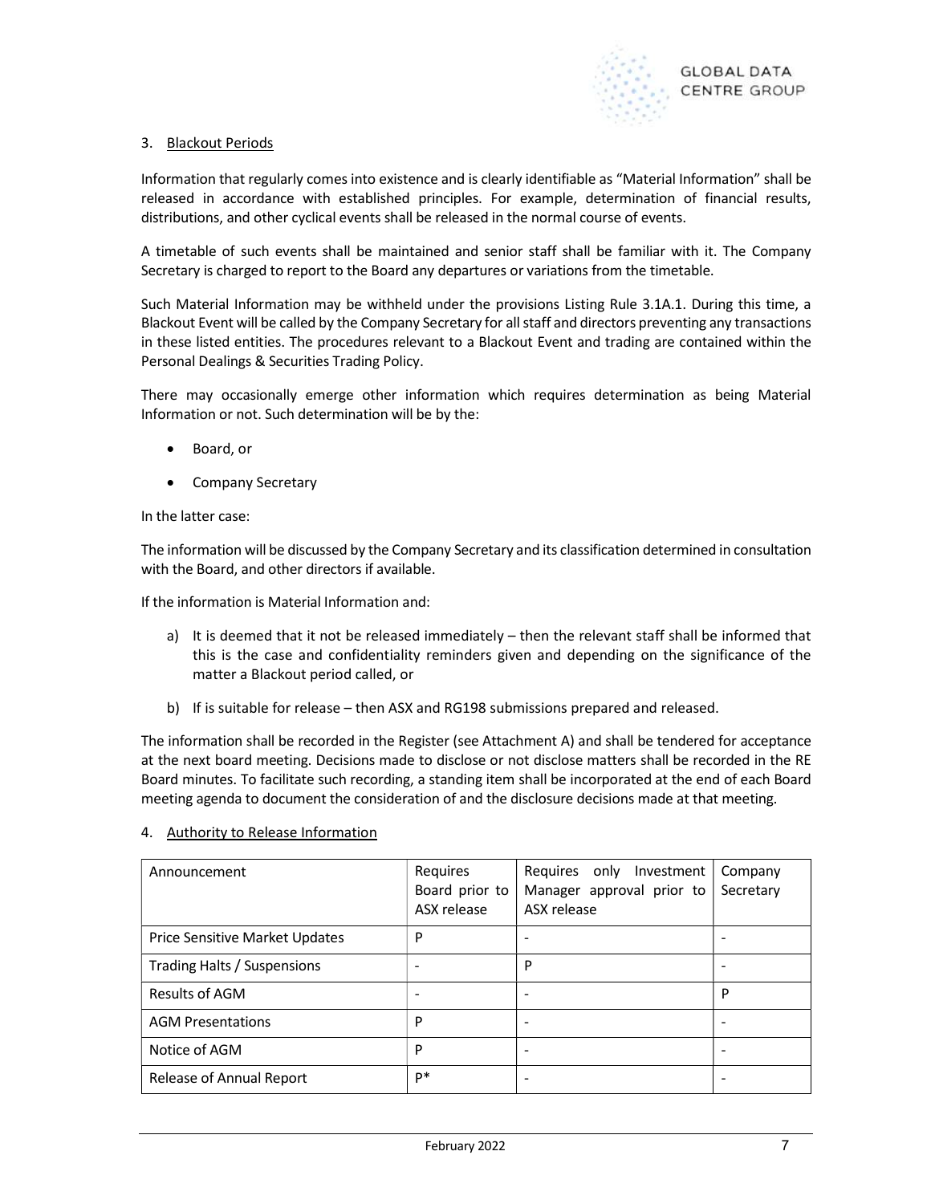## 3. Blackout Periods

Information that regularly comes into existence and is clearly identifiable as "Material Information" shall be released in accordance with established principles. For example, determination of financial results, distributions, and other cyclical events shall be released in the normal course of events.

A timetable of such events shall be maintained and senior staff shall be familiar with it. The Company Secretary is charged to report to the Board any departures or variations from the timetable.

Such Material Information may be withheld under the provisions Listing Rule 3.1A.1. During this time, a Blackout Event will be called by the Company Secretary for all staff and directors preventing any transactions in these listed entities. The procedures relevant to a Blackout Event and trading are contained within the Personal Dealings & Securities Trading Policy.

There may occasionally emerge other information which requires determination as being Material Information or not. Such determination will be by the:

- Board, or
- Company Secretary

In the latter case:

The information will be discussed by the Company Secretary and its classification determined in consultation with the Board, and other directors if available.

If the information is Material Information and:

a) It is deemed that it not be released immediately – then the relevant staff shall be informed that this is the case and confidentiality reminders given and depending on the significance of the matter a Blackout period called, or

b) If is suitable for release – then ASX and RG198 submissions prepared and released.

The information shall be recorded in the Register (see Attachment A) and shall be tendered for acceptance at the next board meeting. Decisions made to disclose or not disclose matters shall be recorded in the RE Board minutes. To facilitate such recording, a standing item shall be incorporated at the end of each Board meeting agenda to document the consideration of and the disclosure decisions made at that meeting.

## 4. Authority to Release Information

| Announcement | Requires Board prior to ASX release | Requires only Investment Manager approval prior to ASX release | Company Secretary |
|---|---|---|---|
| Price Sensitive Market Updates | P | - | - |
| Trading Halts / Suspensions | - | P | - |
| Results of AGM | - | - | P |
| AGM Presentations | P | - | - |
| Notice of AGM | P | - | - |
| Release of Annual Report | P* | - | - |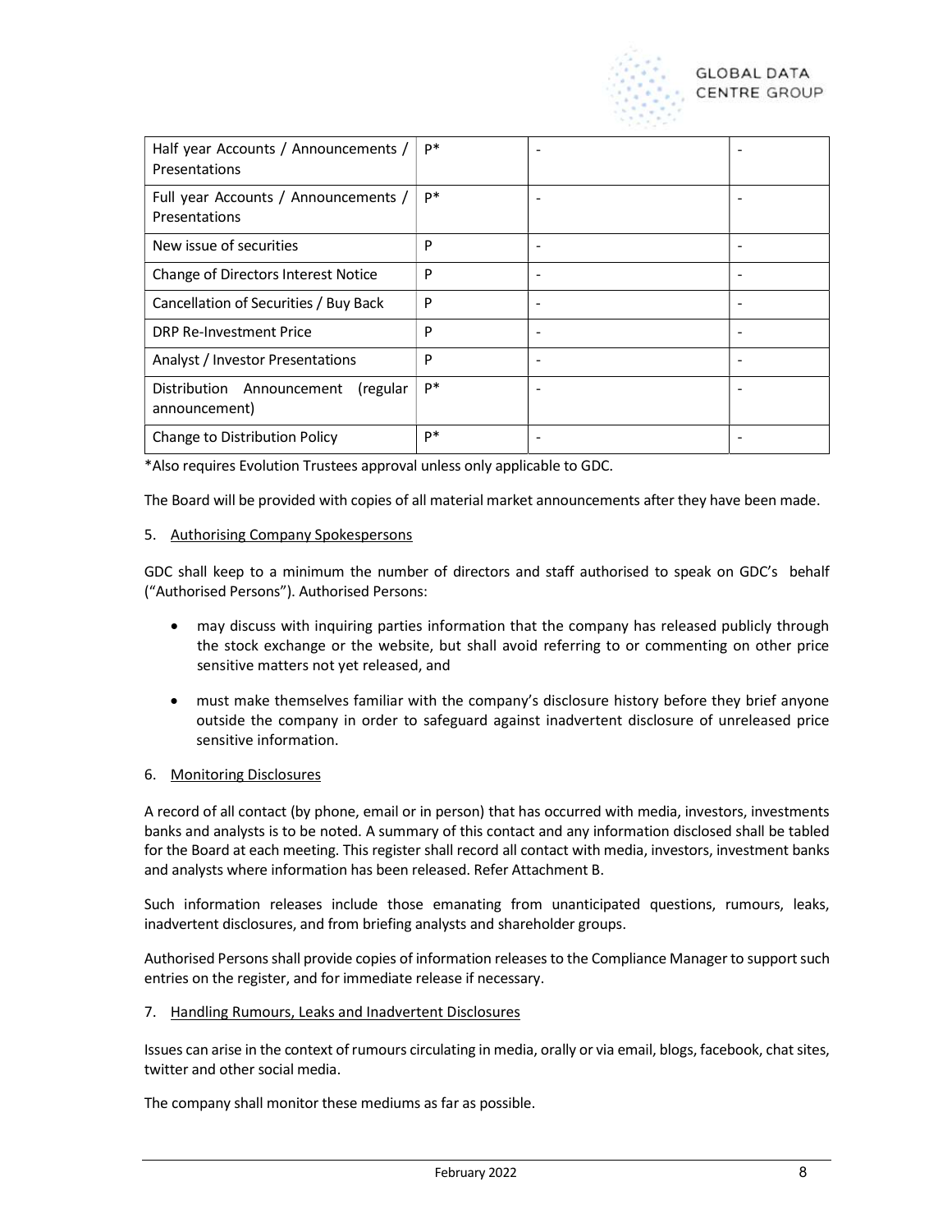| | | | |
|---|---|---|---|
| Half year Accounts / Announcements / Presentations | P* | - | - |
| Full year Accounts / Announcements / Presentations | P* | - | - |
| New issue of securities | P | - | - |
| Change of Directors Interest Notice | P | - | - |
| Cancellation of Securities / Buy Back | P | - | - |
| DRP Re-Investment Price | P | - | - |
| Analyst / Investor Presentations | P | - | - |
| Distribution Announcement (regular announcement) | P* | - | - |
| Change to Distribution Policy | P* | - | - |

*Also requires Evolution Trustees approval unless only applicable to GDC.

The Board will be provided with copies of all material market announcements after they have been made.

5. Authorising Company Spokespersons

GDC shall keep to a minimum the number of directors and staff authorised to speak on GDC's behalf ("Authorised Persons"). Authorised Persons:

- may discuss with inquiring parties information that the company has released publicly through the stock exchange or the website, but shall avoid referring to or commenting on other price sensitive matters not yet released, and
- must make themselves familiar with the company's disclosure history before they brief anyone outside the company in order to safeguard against inadvertent disclosure of unreleased price sensitive information.

6. Monitoring Disclosures

A record of all contact (by phone, email or in person) that has occurred with media, investors, investments banks and analysts is to be noted. A summary of this contact and any information disclosed shall be tabled for the Board at each meeting. This register shall record all contact with media, investors, investment banks and analysts where information has been released. Refer Attachment B.

Such information releases include those emanating from unanticipated questions, rumours, leaks, inadvertent disclosures, and from briefing analysts and shareholder groups.

Authorised Persons shall provide copies of information releases to the Compliance Manager to support such entries on the register, and for immediate release if necessary.

7. Handling Rumours, Leaks and Inadvertent Disclosures

Issues can arise in the context of rumours circulating in media, orally or via email, blogs, facebook, chat sites, twitter and other social media.

The company shall monitor these mediums as far as possible.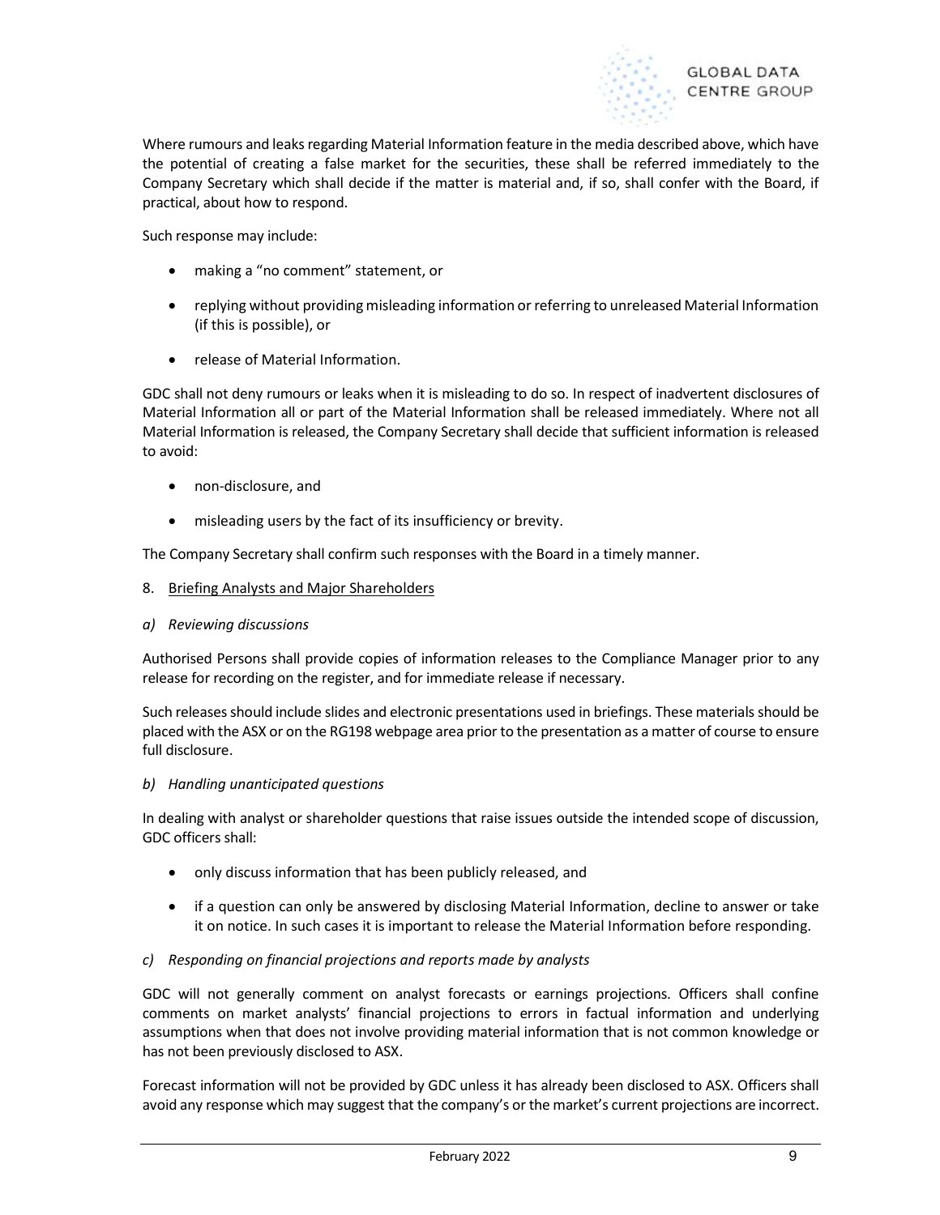Where rumours and leaks regarding Material Information feature in the media described above, which have the potential of creating a false market for the securities, these shall be referred immediately to the Company Secretary which shall decide if the matter is material and, if so, shall confer with the Board, if practical, about how to respond.

Such response may include:

- making a "no comment" statement, or
- replying without providing misleading information or referring to unreleased Material Information (if this is possible), or
- release of Material Information.

GDC shall not deny rumours or leaks when it is misleading to do so. In respect of inadvertent disclosures of Material Information all or part of the Material Information shall be released immediately. Where not all Material Information is released, the Company Secretary shall decide that sufficient information is released to avoid:

- non-disclosure, and
- misleading users by the fact of its insufficiency or brevity.

The Company Secretary shall confirm such responses with the Board in a timely manner.

## 8. Briefing Analysts and Major Shareholders

### *a) Reviewing discussions*

Authorised Persons shall provide copies of information releases to the Compliance Manager prior to any release for recording on the register, and for immediate release if necessary.

Such releases should include slides and electronic presentations used in briefings. These materials should be placed with the ASX or on the RG198 webpage area prior to the presentation as a matter of course to ensure full disclosure.

### *b) Handling unanticipated questions*

In dealing with analyst or shareholder questions that raise issues outside the intended scope of discussion, GDC officers shall:

- only discuss information that has been publicly released, and
- if a question can only be answered by disclosing Material Information, decline to answer or take it on notice. In such cases it is important to release the Material Information before responding.

### *c) Responding on financial projections and reports made by analysts*

GDC will not generally comment on analyst forecasts or earnings projections. Officers shall confine comments on market analysts' financial projections to errors in factual information and underlying assumptions when that does not involve providing material information that is not common knowledge or has not been previously disclosed to ASX.

Forecast information will not be provided by GDC unless it has already been disclosed to ASX. Officers shall avoid any response which may suggest that the company's or the market's current projections are incorrect.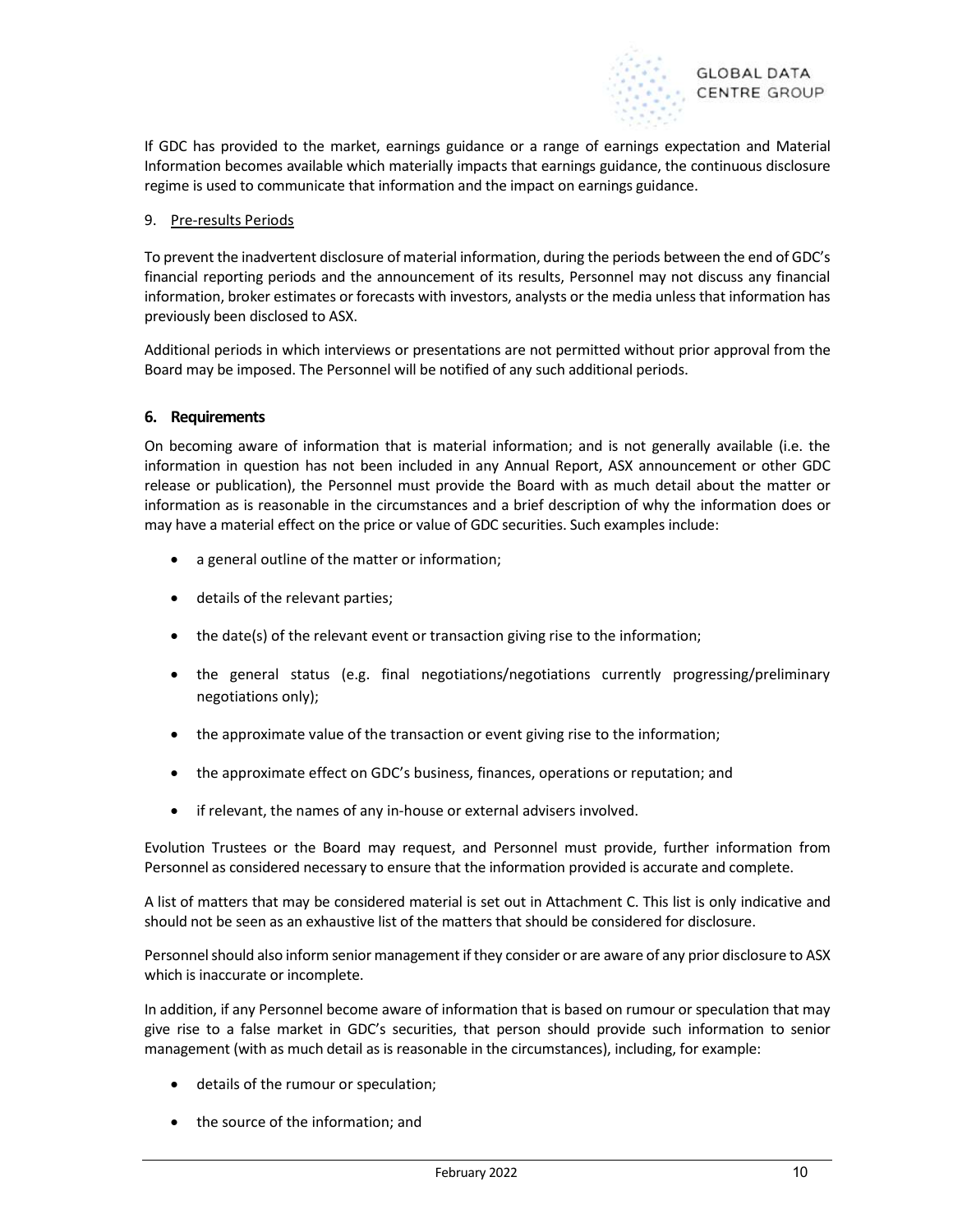If GDC has provided to the market, earnings guidance or a range of earnings expectation and Material Information becomes available which materially impacts that earnings guidance, the continuous disclosure regime is used to communicate that information and the impact on earnings guidance.

9. Pre-results Periods

To prevent the inadvertent disclosure of material information, during the periods between the end of GDC's financial reporting periods and the announcement of its results, Personnel may not discuss any financial information, broker estimates or forecasts with investors, analysts or the media unless that information has previously been disclosed to ASX.

Additional periods in which interviews or presentations are not permitted without prior approval from the Board may be imposed. The Personnel will be notified of any such additional periods.

## 6. Requirements

On becoming aware of information that is material information; and is not generally available (i.e. the information in question has not been included in any Annual Report, ASX announcement or other GDC release or publication), the Personnel must provide the Board with as much detail about the matter or information as is reasonable in the circumstances and a brief description of why the information does or may have a material effect on the price or value of GDC securities. Such examples include:

- a general outline of the matter or information;
- details of the relevant parties;
- the date(s) of the relevant event or transaction giving rise to the information;
- the general status (e.g. final negotiations/negotiations currently progressing/preliminary negotiations only);
- the approximate value of the transaction or event giving rise to the information;
- the approximate effect on GDC's business, finances, operations or reputation; and
- if relevant, the names of any in-house or external advisers involved.

Evolution Trustees or the Board may request, and Personnel must provide, further information from Personnel as considered necessary to ensure that the information provided is accurate and complete.

A list of matters that may be considered material is set out in Attachment C. This list is only indicative and should not be seen as an exhaustive list of the matters that should be considered for disclosure.

Personnel should also inform senior management if they consider or are aware of any prior disclosure to ASX which is inaccurate or incomplete.

In addition, if any Personnel become aware of information that is based on rumour or speculation that may give rise to a false market in GDC's securities, that person should provide such information to senior management (with as much detail as is reasonable in the circumstances), including, for example:

- details of the rumour or speculation;
- the source of the information; and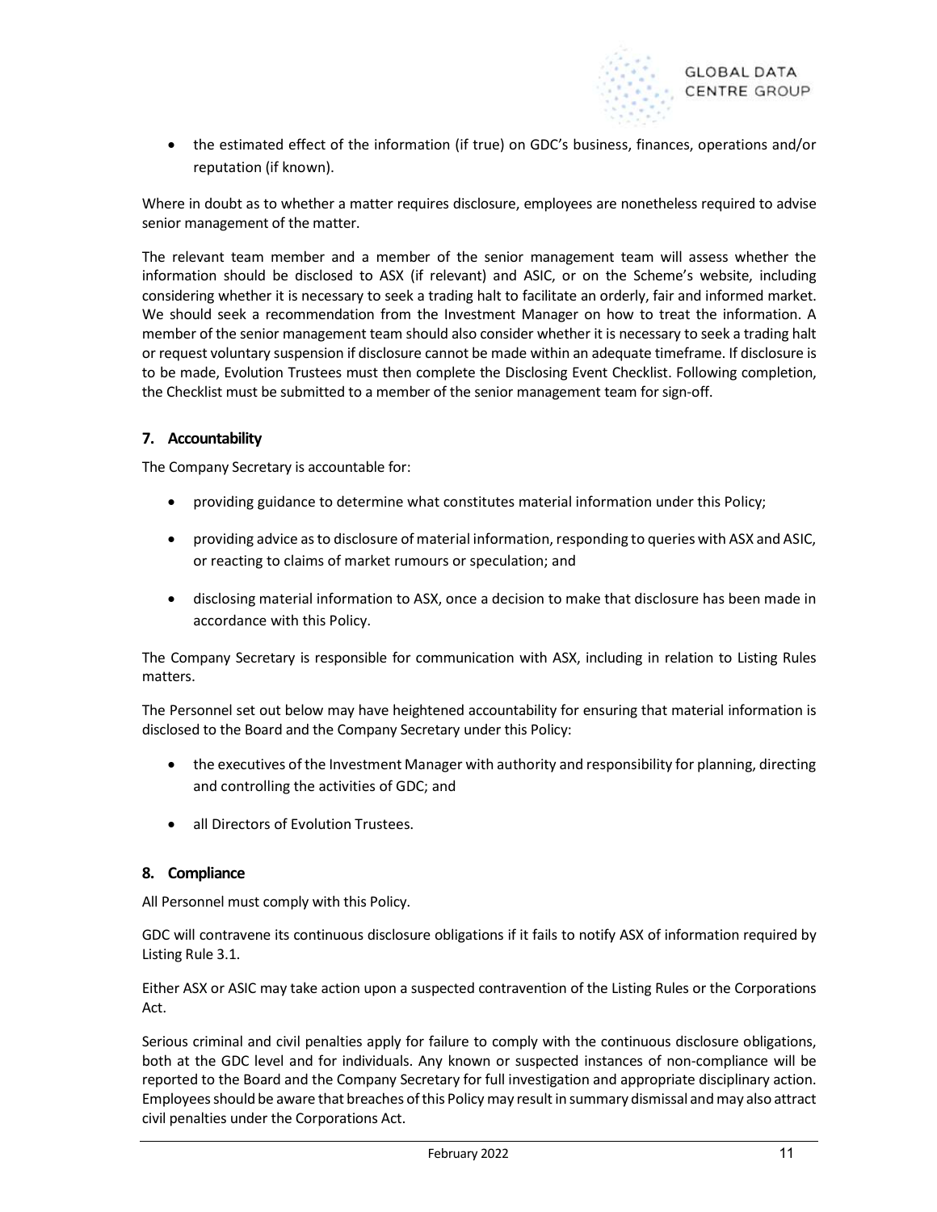- the estimated effect of the information (if true) on GDC's business, finances, operations and/or reputation (if known).

Where in doubt as to whether a matter requires disclosure, employees are nonetheless required to advise senior management of the matter.

The relevant team member and a member of the senior management team will assess whether the information should be disclosed to ASX (if relevant) and ASIC, or on the Scheme's website, including considering whether it is necessary to seek a trading halt to facilitate an orderly, fair and informed market. We should seek a recommendation from the Investment Manager on how to treat the information. A member of the senior management team should also consider whether it is necessary to seek a trading halt or request voluntary suspension if disclosure cannot be made within an adequate timeframe. If disclosure is to be made, Evolution Trustees must then complete the Disclosing Event Checklist. Following completion, the Checklist must be submitted to a member of the senior management team for sign-off.

## 7. Accountability

The Company Secretary is accountable for:

- providing guidance to determine what constitutes material information under this Policy;
- providing advice as to disclosure of material information, responding to queries with ASX and ASIC, or reacting to claims of market rumours or speculation; and
- disclosing material information to ASX, once a decision to make that disclosure has been made in accordance with this Policy.

The Company Secretary is responsible for communication with ASX, including in relation to Listing Rules matters.

The Personnel set out below may have heightened accountability for ensuring that material information is disclosed to the Board and the Company Secretary under this Policy:

- the executives of the Investment Manager with authority and responsibility for planning, directing and controlling the activities of GDC; and
- all Directors of Evolution Trustees.

## 8. Compliance

All Personnel must comply with this Policy.

GDC will contravene its continuous disclosure obligations if it fails to notify ASX of information required by Listing Rule 3.1.

Either ASX or ASIC may take action upon a suspected contravention of the Listing Rules or the Corporations Act.

Serious criminal and civil penalties apply for failure to comply with the continuous disclosure obligations, both at the GDC level and for individuals. Any known or suspected instances of non-compliance will be reported to the Board and the Company Secretary for full investigation and appropriate disciplinary action. Employees should be aware that breaches of this Policy may result in summary dismissal and may also attract civil penalties under the Corporations Act.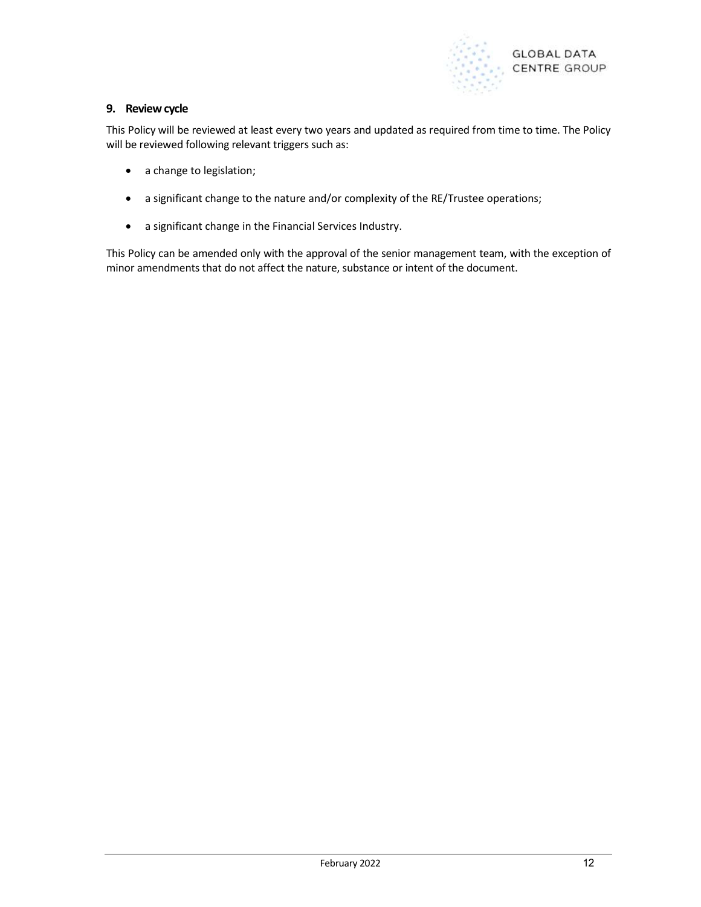## 9. Review cycle

This Policy will be reviewed at least every two years and updated as required from time to time. The Policy will be reviewed following relevant triggers such as:

- a change to legislation;
- a significant change to the nature and/or complexity of the RE/Trustee operations;
- a significant change in the Financial Services Industry.

This Policy can be amended only with the approval of the senior management team, with the exception of minor amendments that do not affect the nature, substance or intent of the document.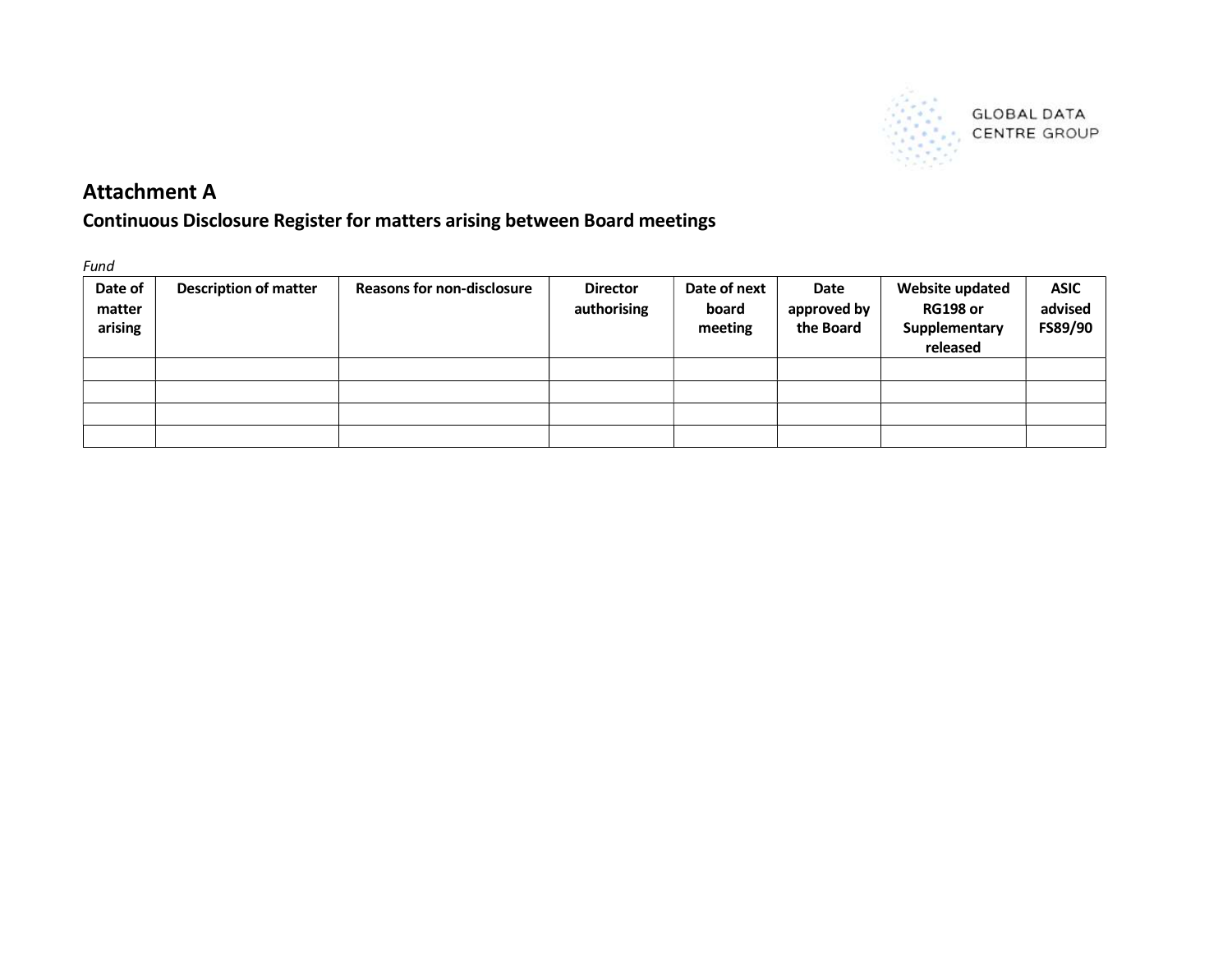# Attachment A

## Continuous Disclosure Register for matters arising between Board meetings

*Fund*

| Date of matter arising | Description of matter | Reasons for non-disclosure | Director authorising | Date of next board meeting | Date approved by the Board | Website updated RG198 or Supplementary released | ASIC advised FS89/90 |
|---|---|---|---|---|---|---|---|
| | | | | | | | |
| | | | | | | | |
| | | | | | | | |
| | | | | | | | |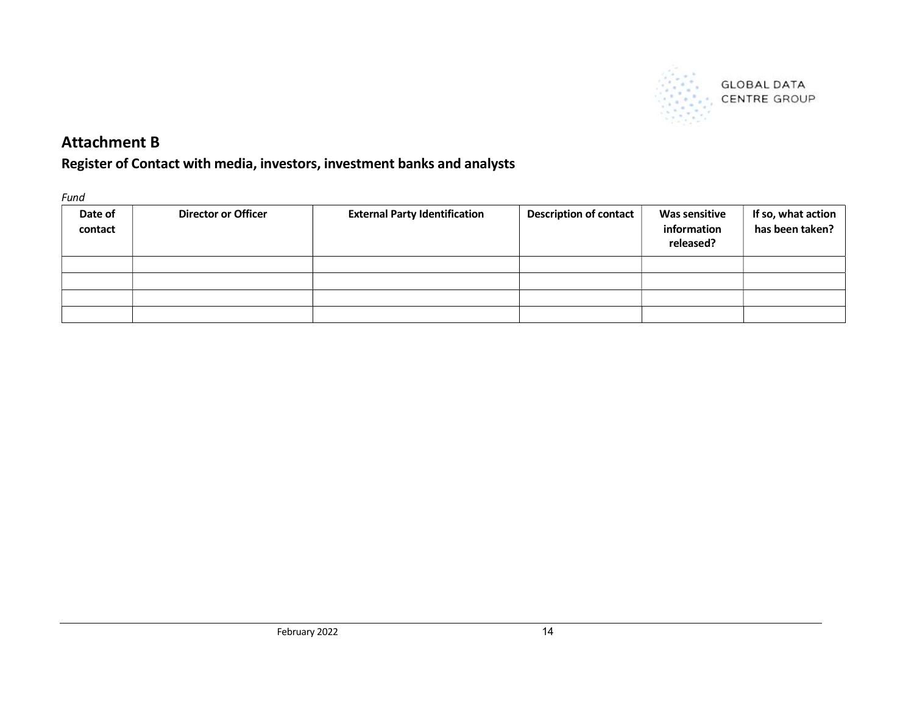## Attachment B

### Register of Contact with media, investors, investment banks and analysts

*Fund*

| Date of contact | Director or Officer | External Party Identification | Description of contact | Was sensitive information released? | If so, what action has been taken? |
|---|---|---|---|---|---|
| | | | | | |
| | | | | | |
| | | | | | |
| | | | | | |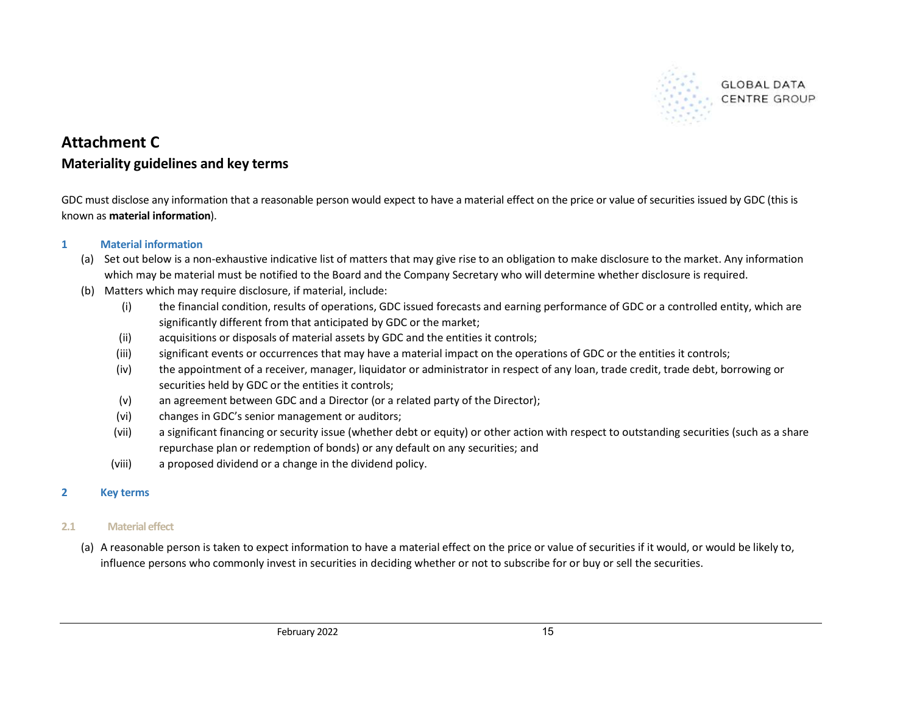# Attachment C

## Materiality guidelines and key terms

GDC must disclose any information that a reasonable person would expect to have a material effect on the price or value of securities issued by GDC (this is known as **material information**).

### 1 Material information

(a) Set out below is a non-exhaustive indicative list of matters that may give rise to an obligation to make disclosure to the market. Any information which may be material must be notified to the Board and the Company Secretary who will determine whether disclosure is required.

(b) Matters which may require disclosure, if material, include:

- (i) the financial condition, results of operations, GDC issued forecasts and earning performance of GDC or a controlled entity, which are significantly different from that anticipated by GDC or the market;
- (ii) acquisitions or disposals of material assets by GDC and the entities it controls;
- (iii) significant events or occurrences that may have a material impact on the operations of GDC or the entities it controls;
- (iv) the appointment of a receiver, manager, liquidator or administrator in respect of any loan, trade credit, trade debt, borrowing or securities held by GDC or the entities it controls;
- (v) an agreement between GDC and a Director (or a related party of the Director);
- (vi) changes in GDC's senior management or auditors;
- (vii) a significant financing or security issue (whether debt or equity) or other action with respect to outstanding securities (such as a share repurchase plan or redemption of bonds) or any default on any securities; and
- (viii) a proposed dividend or a change in the dividend policy.

### 2 Key terms

#### 2.1 Material effect

(a) A reasonable person is taken to expect information to have a material effect on the price or value of securities if it would, or would be likely to, influence persons who commonly invest in securities in deciding whether or not to subscribe for or buy or sell the securities.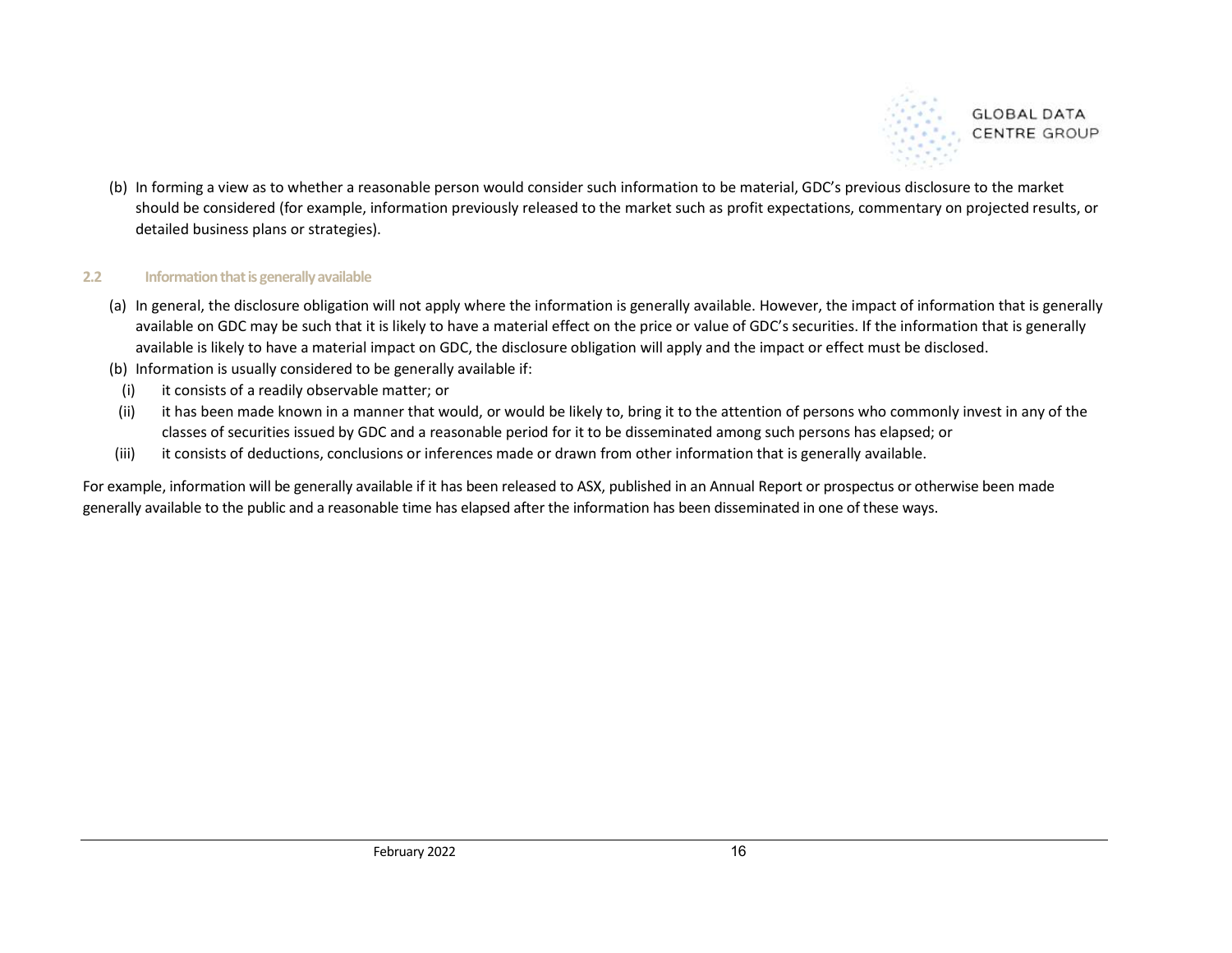(b) In forming a view as to whether a reasonable person would consider such information to be material, GDC's previous disclosure to the market should be considered (for example, information previously released to the market such as profit expectations, commentary on projected results, or detailed business plans or strategies).

### 2.2 Information that is generally available

(a) In general, the disclosure obligation will not apply where the information is generally available. However, the impact of information that is generally available on GDC may be such that it is likely to have a material effect on the price or value of GDC's securities. If the information that is generally available is likely to have a material impact on GDC, the disclosure obligation will apply and the impact or effect must be disclosed.

(b) Information is usually considered to be generally available if:

(i) it consists of a readily observable matter; or

(ii) it has been made known in a manner that would, or would be likely to, bring it to the attention of persons who commonly invest in any of the classes of securities issued by GDC and a reasonable period for it to be disseminated among such persons has elapsed; or

(iii) it consists of deductions, conclusions or inferences made or drawn from other information that is generally available.

For example, information will be generally available if it has been released to ASX, published in an Annual Report or prospectus or otherwise been made generally available to the public and a reasonable time has elapsed after the information has been disseminated in one of these ways.